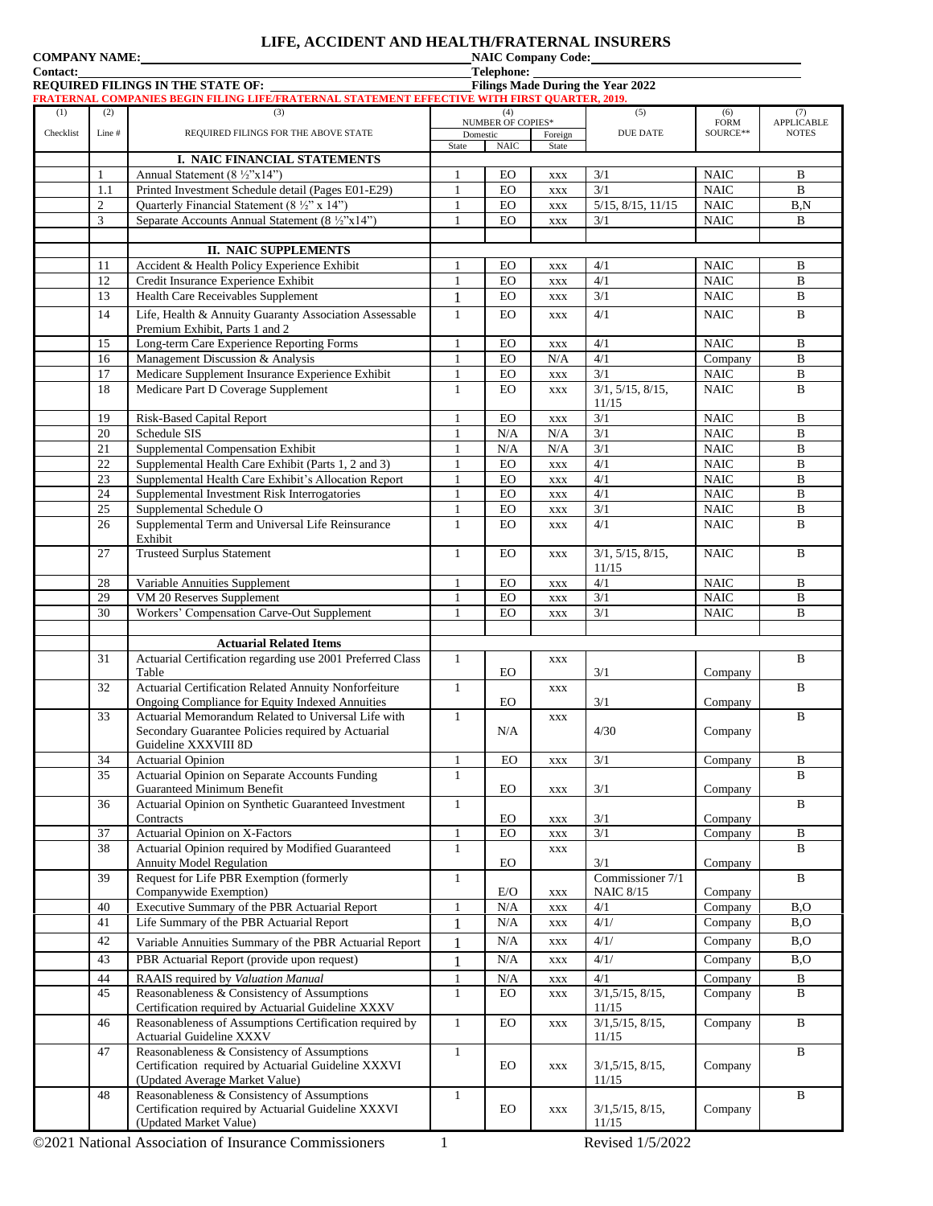# LIFE, ACCIDENT AND HEALTH/FRATERNAL INSURERS

**COMPANY NAME:** ______________________ **NAIC Company Code:** ______________________

**Contact:** ______________________ **Telephone:** ______________________

**REQUIRED FILINGS IN THE STATE OF:** ______________________ **Filings Made During the Year 2022**

**FRATERNAL COMPANIES BEGIN FILING LIFE/FRATERNAL STATEMENT EFFECTIVE WITH FIRST QUARTER, 2019.**

| (1) Checklist | (2) Line # | (3) REQUIRED FILINGS FOR THE ABOVE STATE | (4) NUMBER OF COPIES* Domestic State | NAIC | Foreign State | (5) DUE DATE | (6) FORM SOURCE** | (7) APPLICABLE NOTES |
|---|---|---|---|---|---|---|---|---|
| | | **I. NAIC FINANCIAL STATEMENTS** | | | | | | |
| | 1 | Annual Statement (8 ½"x14") | 1 | EO | xxx | 3/1 | NAIC | B |
| | 1.1 | Printed Investment Schedule detail (Pages E01-E29) | 1 | EO | xxx | 3/1 | NAIC | B |
| | 2 | Quarterly Financial Statement (8 ½" x 14") | 1 | EO | xxx | 5/15, 8/15, 11/15 | NAIC | B,N |
| | 3 | Separate Accounts Annual Statement (8 ½"x14") | 1 | EO | xxx | 3/1 | NAIC | B |
| | | | | | | | | |
| | | **II. NAIC SUPPLEMENTS** | | | | | | |
| | 11 | Accident & Health Policy Experience Exhibit | 1 | EO | xxx | 4/1 | NAIC | B |
| | 12 | Credit Insurance Experience Exhibit | 1 | EO | xxx | 4/1 | NAIC | B |
| | 13 | Health Care Receivables Supplement | 1 | EO | xxx | 3/1 | NAIC | B |
| | 14 | Life, Health & Annuity Guaranty Association Assessable Premium Exhibit, Parts 1 and 2 | 1 | EO | xxx | 4/1 | NAIC | B |
| | 15 | Long-term Care Experience Reporting Forms | 1 | EO | xxx | 4/1 | NAIC | B |
| | 16 | Management Discussion & Analysis | 1 | EO | N/A | 4/1 | Company | B |
| | 17 | Medicare Supplement Insurance Experience Exhibit | 1 | EO | xxx | 3/1 | NAIC | B |
| | 18 | Medicare Part D Coverage Supplement | 1 | EO | xxx | 3/1, 5/15, 8/15, 11/15 | NAIC | B |
| | 19 | Risk-Based Capital Report | 1 | EO | xxx | 3/1 | NAIC | B |
| | 20 | Schedule SIS | 1 | N/A | N/A | 3/1 | NAIC | B |
| | 21 | Supplemental Compensation Exhibit | 1 | N/A | N/A | 3/1 | NAIC | B |
| | 22 | Supplemental Health Care Exhibit (Parts 1, 2 and 3) | 1 | EO | xxx | 4/1 | NAIC | B |
| | 23 | Supplemental Health Care Exhibit's Allocation Report | 1 | EO | xxx | 4/1 | NAIC | B |
| | 24 | Supplemental Investment Risk Interrogatories | 1 | EO | xxx | 4/1 | NAIC | B |
| | 25 | Supplemental Schedule O | 1 | EO | xxx | 3/1 | NAIC | B |
| | 26 | Supplemental Term and Universal Life Reinsurance Exhibit | 1 | EO | xxx | 4/1 | NAIC | B |
| | 27 | Trusteed Surplus Statement | 1 | EO | xxx | 3/1, 5/15, 8/15, 11/15 | NAIC | B |
| | 28 | Variable Annuities Supplement | 1 | EO | xxx | 4/1 | NAIC | B |
| | 29 | VM 20 Reserves Supplement | 1 | EO | xxx | 3/1 | NAIC | B |
| | 30 | Workers' Compensation Carve-Out Supplement | 1 | EO | xxx | 3/1 | NAIC | B |
| | | | | | | | | |
| | | **Actuarial Related Items** | | | | | | |
| | 31 | Actuarial Certification regarding use 2001 Preferred Class Table | 1 | EO | xxx | 3/1 | Company | B |
| | 32 | Actuarial Certification Related Annuity Nonforfeiture Ongoing Compliance for Equity Indexed Annuities | 1 | EO | xxx | 3/1 | Company | B |
| | 33 | Actuarial Memorandum Related to Universal Life with Secondary Guarantee Policies required by Actuarial Guideline XXXVIII 8D | 1 | N/A | xxx | 4/30 | Company | B |
| | 34 | Actuarial Opinion | 1 | EO | xxx | 3/1 | Company | B |
| | 35 | Actuarial Opinion on Separate Accounts Funding Guaranteed Minimum Benefit | 1 | EO | xxx | 3/1 | Company | B |
| | 36 | Actuarial Opinion on Synthetic Guaranteed Investment Contracts | 1 | EO | xxx | 3/1 | Company | B |
| | 37 | Actuarial Opinion on X-Factors | 1 | EO | xxx | 3/1 | Company | B |
| | 38 | Actuarial Opinion required by Modified Guaranteed Annuity Model Regulation | 1 | EO | xxx | 3/1 | Company | B |
| | 39 | Request for Life PBR Exemption (formerly Companywide Exemption) | 1 | E/O | xxx | Commissioner 7/1 NAIC 8/15 | Company | B |
| | 40 | Executive Summary of the PBR Actuarial Report | 1 | N/A | xxx | 4/1 | Company | B,O |
| | 41 | Life Summary of the PBR Actuarial Report | 1 | N/A | xxx | 4/1/ | Company | B,O |
| | 42 | Variable Annuities Summary of the PBR Actuarial Report | 1 | N/A | xxx | 4/1/ | Company | B,O |
| | 43 | PBR Actuarial Report (provide upon request) | 1 | N/A | xxx | 4/1/ | Company | B,O |
| | 44 | RAAIS required by *Valuation Manual* | 1 | N/A | xxx | 4/1 | Company | B |
| | 45 | Reasonableness & Consistency of Assumptions Certification required by Actuarial Guideline XXXV | 1 | EO | xxx | 3/1,5/15, 8/15, 11/15 | Company | B |
| | 46 | Reasonableness of Assumptions Certification required by Actuarial Guideline XXXV | 1 | EO | xxx | 3/1,5/15, 8/15, 11/15 | Company | B |
| | 47 | Reasonableness & Consistency of Assumptions Certification required by Actuarial Guideline XXXVI (Updated Average Market Value) | 1 | EO | xxx | 3/1,5/15, 8/15, 11/15 | Company | B |
| | 48 | Reasonableness & Consistency of Assumptions Certification required by Actuarial Guideline XXXVI (Updated Market Value) | 1 | EO | xxx | 3/1,5/15, 8/15, 11/15 | Company | B |

©2021 National Association of Insurance Commissioners — Revised 1/5/2022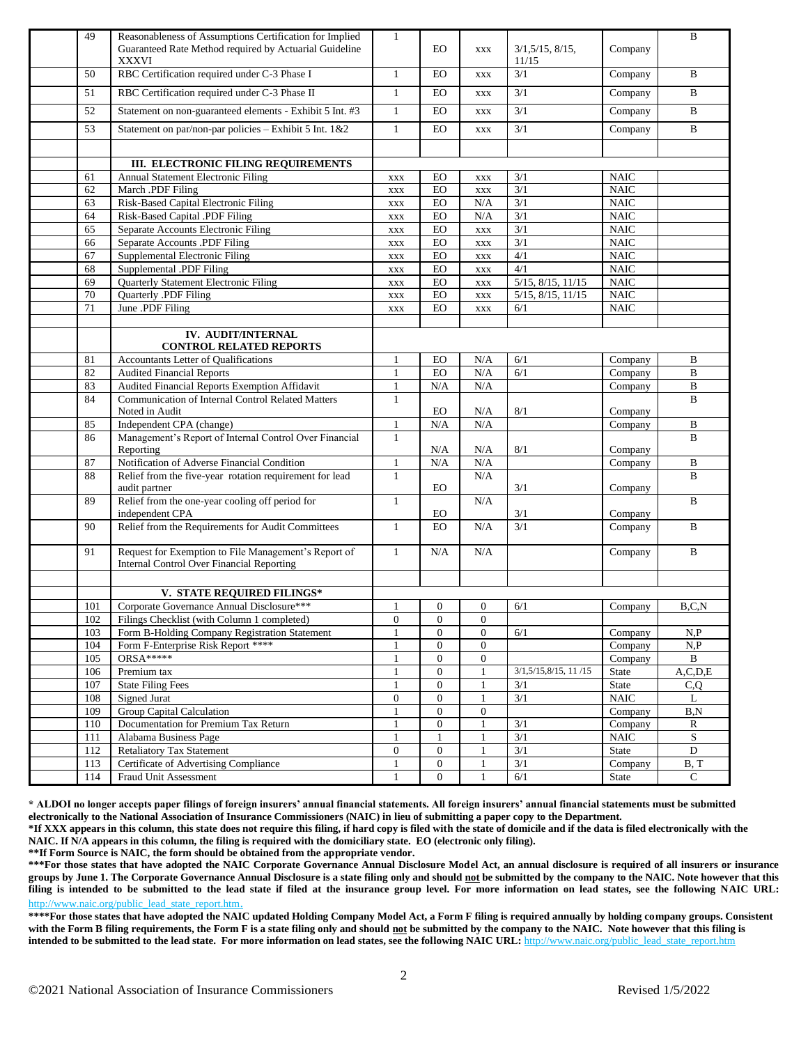| | | | | | | | | |
|---|---|---|---|---|---|---|---|---|
| | 49 | Reasonableness of Assumptions Certification for Implied Guaranteed Rate Method required by Actuarial Guideline XXXVI | 1 | EO | XXX | 3/1,5/15, 8/15, 11/15 | Company | B |
| | 50 | RBC Certification required under C-3 Phase I | 1 | EO | XXX | 3/1 | Company | B |
| | 51 | RBC Certification required under C-3 Phase II | 1 | EO | XXX | 3/1 | Company | B |
| | 52 | Statement on non-guaranteed elements - Exhibit 5 Int. #3 | 1 | EO | XXX | 3/1 | Company | B |
| | 53 | Statement on par/non-par policies – Exhibit 5 Int. 1&2 | 1 | EO | XXX | 3/1 | Company | B |
| | | | | | | | | |
| | | **III. ELECTRONIC FILING REQUIREMENTS** | | | | | | |
| | 61 | Annual Statement Electronic Filing | XXX | EO | XXX | 3/1 | NAIC | |
| | 62 | March .PDF Filing | XXX | EO | XXX | 3/1 | NAIC | |
| | 63 | Risk-Based Capital Electronic Filing | XXX | EO | N/A | 3/1 | NAIC | |
| | 64 | Risk-Based Capital .PDF Filing | XXX | EO | N/A | 3/1 | NAIC | |
| | 65 | Separate Accounts Electronic Filing | XXX | EO | XXX | 3/1 | NAIC | |
| | 66 | Separate Accounts .PDF Filing | XXX | EO | XXX | 3/1 | NAIC | |
| | 67 | Supplemental Electronic Filing | XXX | EO | XXX | 4/1 | NAIC | |
| | 68 | Supplemental .PDF Filing | XXX | EO | XXX | 4/1 | NAIC | |
| | 69 | Quarterly Statement Electronic Filing | XXX | EO | XXX | 5/15, 8/15, 11/15 | NAIC | |
| | 70 | Quarterly .PDF Filing | XXX | EO | XXX | 5/15, 8/15, 11/15 | NAIC | |
| | 71 | June .PDF Filing | XXX | EO | XXX | 6/1 | NAIC | |
| | | | | | | | | |
| | | **IV. AUDIT/INTERNAL CONTROL RELATED REPORTS** | | | | | | |
| | 81 | Accountants Letter of Qualifications | 1 | EO | N/A | 6/1 | Company | B |
| | 82 | Audited Financial Reports | 1 | EO | N/A | 6/1 | Company | B |
| | 83 | Audited Financial Reports Exemption Affidavit | 1 | N/A | N/A | | Company | B |
| | 84 | Communication of Internal Control Related Matters Noted in Audit | 1 | EO | N/A | 8/1 | Company | B |
| | 85 | Independent CPA (change) | 1 | N/A | N/A | | Company | B |
| | 86 | Management's Report of Internal Control Over Financial Reporting | 1 | N/A | N/A | 8/1 | Company | B |
| | 87 | Notification of Adverse Financial Condition | 1 | N/A | N/A | | Company | B |
| | 88 | Relief from the five-year rotation requirement for lead audit partner | 1 | EO | N/A | 3/1 | Company | B |
| | 89 | Relief from the one-year cooling off period for independent CPA | 1 | EO | N/A | 3/1 | Company | B |
| | 90 | Relief from the Requirements for Audit Committees | 1 | EO | N/A | 3/1 | Company | B |
| | 91 | Request for Exemption to File Management's Report of Internal Control Over Financial Reporting | 1 | N/A | N/A | | Company | B |
| | | | | | | | | |
| | | **V. STATE REQUIRED FILINGS*** | | | | | | |
| | 101 | Corporate Governance Annual Disclosure*** | 1 | 0 | 0 | 6/1 | Company | B,C,N |
| | 102 | Filings Checklist (with Column 1 completed) | 0 | 0 | 0 | | | |
| | 103 | Form B-Holding Company Registration Statement | 1 | 0 | 0 | 6/1 | Company | N,P |
| | 104 | Form F-Enterprise Risk Report **** | 1 | 0 | 0 | | Company | N,P |
| | 105 | ORSA***** | 1 | 0 | 0 | | Company | B |
| | 106 | Premium tax | 1 | 0 | 1 | 3/1,5/15,8/15, 11 /15 | State | A,C,D,E |
| | 107 | State Filing Fees | 1 | 0 | 1 | 3/1 | State | C,Q |
| | 108 | Signed Jurat | 0 | 0 | 1 | 3/1 | NAIC | L |
| | 109 | Group Capital Calculation | 1 | 0 | 0 | | Company | B,N |
| | 110 | Documentation for Premium Tax Return | 1 | 0 | 1 | 3/1 | Company | R |
| | 111 | Alabama Business Page | 1 | 1 | 1 | 3/1 | NAIC | S |
| | 112 | Retaliatory Tax Statement | 0 | 0 | 1 | 3/1 | State | D |
| | 113 | Certificate of Advertising Compliance | 1 | 0 | 1 | 3/1 | Company | B, T |
| | 114 | Fraud Unit Assessment | 1 | 0 | 1 | 6/1 | State | C |

**\* ALDOI no longer accepts paper filings of foreign insurers' annual financial statements. All foreign insurers' annual financial statements must be submitted electronically to the National Association of Insurance Commissioners (NAIC) in lieu of submitting a paper copy to the Department.**

**\*If XXX appears in this column, this state does not require this filing, if hard copy is filed with the state of domicile and if the data is filed electronically with the NAIC. If N/A appears in this column, the filing is required with the domiciliary state. EO (electronic only filing).**

**\*\*If Form Source is NAIC, the form should be obtained from the appropriate vendor.**

**\*\*\*For those states that have adopted the NAIC Corporate Governance Annual Disclosure Model Act, an annual disclosure is required of all insurers or insurance groups by June 1. The Corporate Governance Annual Disclosure is a state filing only and should not be submitted by the company to the NAIC. Note however that this filing is intended to be submitted to the lead state if filed at the insurance group level. For more information on lead states, see the following NAIC URL:** http://www.naic.org/public_lead_state_report.htm.

**\*\*\*\*For those states that have adopted the NAIC updated Holding Company Model Act, a Form F filing is required annually by holding company groups. Consistent with the Form B filing requirements, the Form F is a state filing only and should not be submitted by the company to the NAIC. Note however that this filing is intended to be submitted to the lead state. For more information on lead states, see the following NAIC URL:** http://www.naic.org/public_lead_state_report.htm

©2021 National Association of Insurance Commissioners Revised 1/5/2022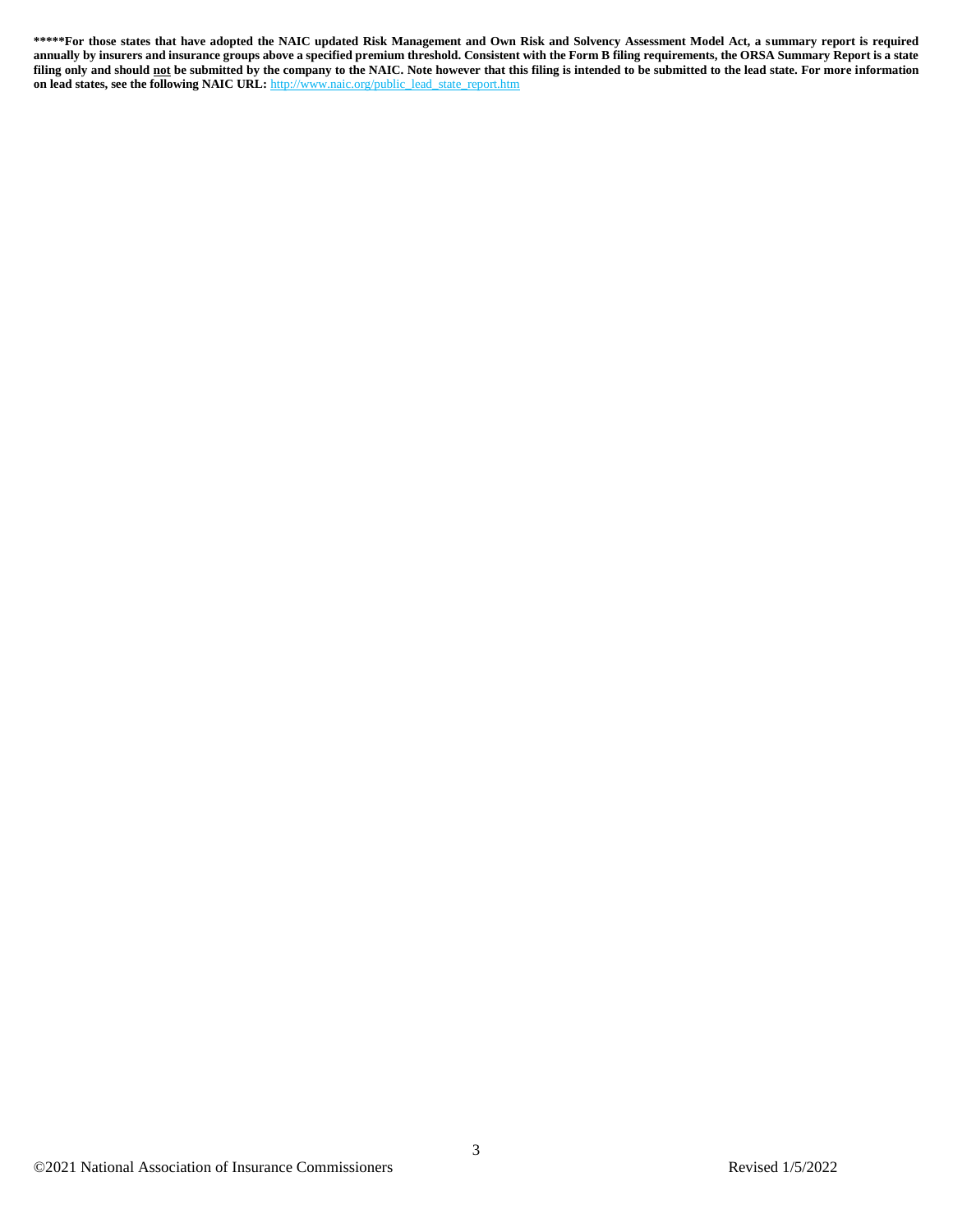**\*\*\*\*\*For those states that have adopted the NAIC updated Risk Management and Own Risk and Solvency Assessment Model Act, a summary report is required annually by insurers and insurance groups above a specified premium threshold. Consistent with the Form B filing requirements, the ORSA Summary Report is a state filing only and should <u>not</u> be submitted by the company to the NAIC. Note however that this filing is intended to be submitted to the lead state. For more information on lead states, see the following NAIC URL:** [http://www.naic.org/public_lead_state_report.htm](http://www.naic.org/public_lead_state_report.htm)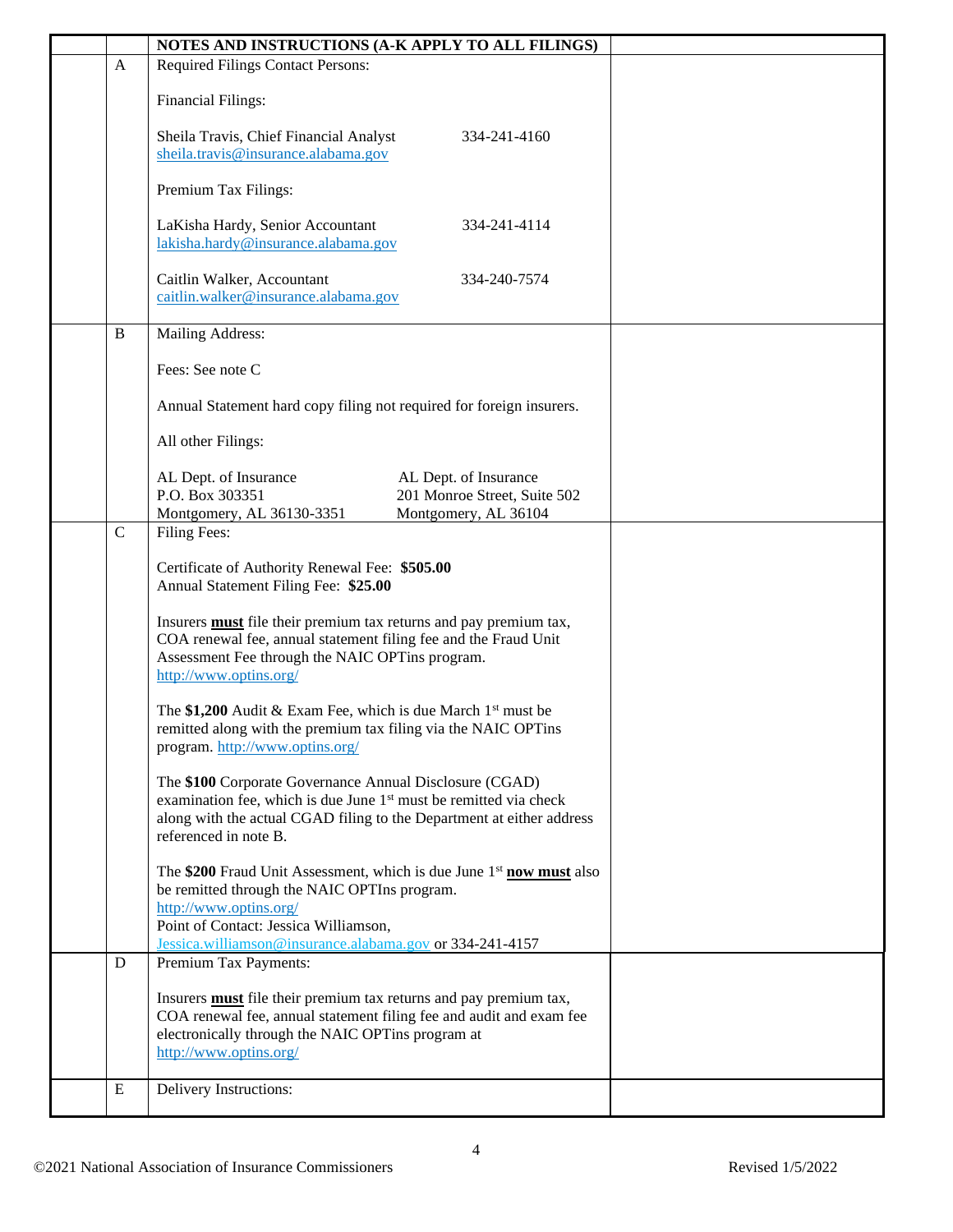| | | NOTES AND INSTRUCTIONS (A-K APPLY TO ALL FILINGS) | |
|---|---|---|---|
| | A | Required Filings Contact Persons:<br><br>Financial Filings:<br><br>Sheila Travis, Chief Financial Analyst 334-241-4160<br>sheila.travis@insurance.alabama.gov<br><br>Premium Tax Filings:<br><br>LaKisha Hardy, Senior Accountant 334-241-4114<br>lakisha.hardy@insurance.alabama.gov<br><br>Caitlin Walker, Accountant 334-240-7574<br>caitlin.walker@insurance.alabama.gov | |
| | B | Mailing Address:<br><br>Fees: See note C<br><br>Annual Statement hard copy filing not required for foreign insurers.<br><br>All other Filings:<br><br>AL Dept. of Insurance<br>P.O. Box 303351<br>Montgomery, AL 36130-3351<br><br>AL Dept. of Insurance<br>201 Monroe Street, Suite 502<br>Montgomery, AL 36104 | |
| | C | Filing Fees:<br><br>Certificate of Authority Renewal Fee: **$505.00**<br>Annual Statement Filing Fee: **$25.00**<br><br>Insurers **must** file their premium tax returns and pay premium tax, COA renewal fee, annual statement filing fee and the Fraud Unit Assessment Fee through the NAIC OPTins program. http://www.optins.org/<br><br>The **$1,200** Audit & Exam Fee, which is due March 1st must be remitted along with the premium tax filing via the NAIC OPTins program. http://www.optins.org/<br><br>The **$100** Corporate Governance Annual Disclosure (CGAD) examination fee, which is due June 1st must be remitted via check along with the actual CGAD filing to the Department at either address referenced in note B.<br><br>The **$200** Fraud Unit Assessment, which is due June 1st **now must** also be remitted through the NAIC OPTIns program. http://www.optins.org/<br>Point of Contact: Jessica Williamson, Jessica.williamson@insurance.alabama.gov or 334-241-4157 | |
| | D | Premium Tax Payments:<br><br>Insurers **must** file their premium tax returns and pay premium tax, COA renewal fee, annual statement filing fee and audit and exam fee electronically through the NAIC OPTins program at http://www.optins.org/ | |
| | E | Delivery Instructions: | |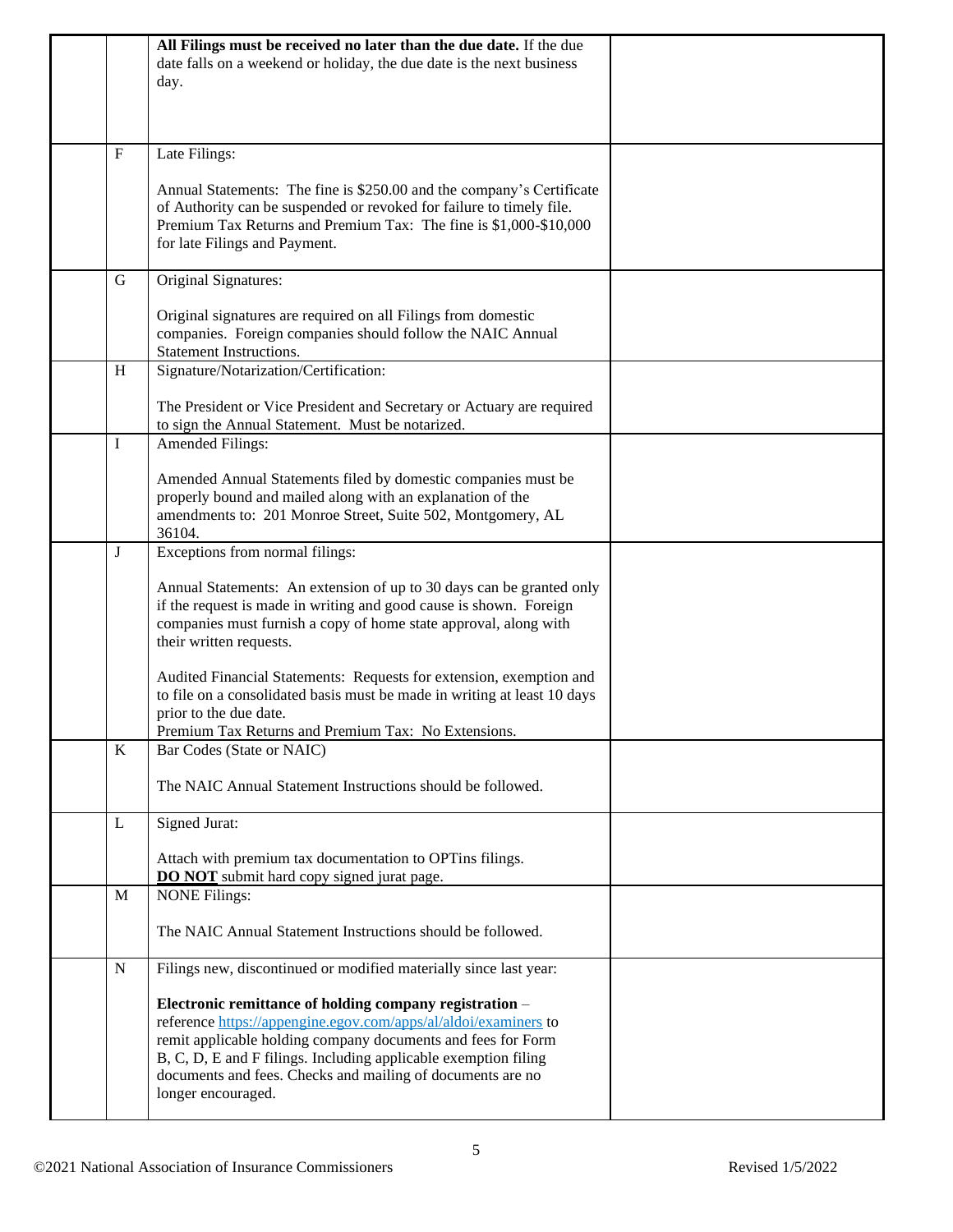| | | | |
|---|---|---|---|
| | | **All Filings must be received no later than the due date.** If the due date falls on a weekend or holiday, the due date is the next business day. | |
| | F | Late Filings:<br><br>Annual Statements: The fine is $250.00 and the company's Certificate of Authority can be suspended or revoked for failure to timely file. Premium Tax Returns and Premium Tax: The fine is $1,000-$10,000 for late Filings and Payment. | |
| | G | Original Signatures:<br><br>Original signatures are required on all Filings from domestic companies. Foreign companies should follow the NAIC Annual Statement Instructions. | |
| | H | Signature/Notarization/Certification:<br><br>The President or Vice President and Secretary or Actuary are required to sign the Annual Statement. Must be notarized. | |
| | I | Amended Filings:<br><br>Amended Annual Statements filed by domestic companies must be properly bound and mailed along with an explanation of the amendments to: 201 Monroe Street, Suite 502, Montgomery, AL 36104. | |
| | J | Exceptions from normal filings:<br><br>Annual Statements: An extension of up to 30 days can be granted only if the request is made in writing and good cause is shown. Foreign companies must furnish a copy of home state approval, along with their written requests.<br><br>Audited Financial Statements: Requests for extension, exemption and to file on a consolidated basis must be made in writing at least 10 days prior to the due date.<br>Premium Tax Returns and Premium Tax: No Extensions. | |
| | K | Bar Codes (State or NAIC)<br><br>The NAIC Annual Statement Instructions should be followed. | |
| | L | Signed Jurat:<br><br>Attach with premium tax documentation to OPTins filings.<br>**DO NOT** submit hard copy signed jurat page. | |
| | M | NONE Filings:<br><br>The NAIC Annual Statement Instructions should be followed. | |
| | N | Filings new, discontinued or modified materially since last year:<br><br>**Electronic remittance of holding company registration** – reference https://appengine.egov.com/apps/al/aldoi/examiners to remit applicable holding company documents and fees for Form B, C, D, E and F filings. Including applicable exemption filing documents and fees. Checks and mailing of documents are no longer encouraged. | |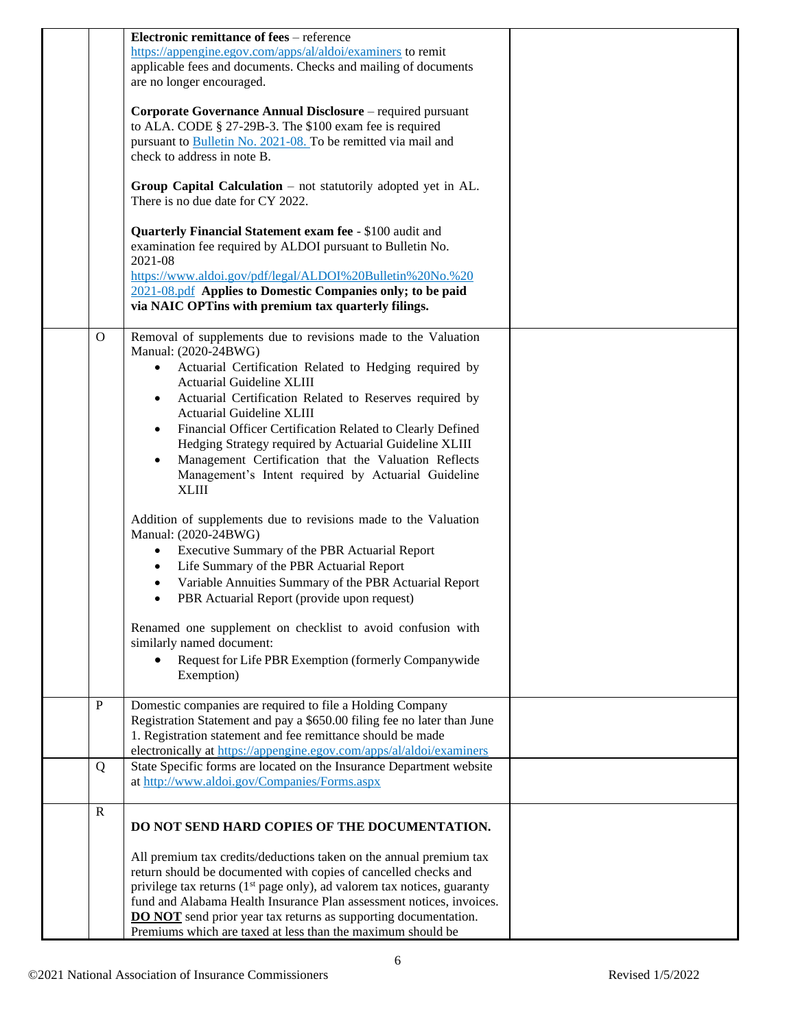| | | | |
|---|---|---|---|
| | | **Electronic remittance of fees** – reference https://appengine.egov.com/apps/al/aldoi/examiners to remit applicable fees and documents. Checks and mailing of documents are no longer encouraged.<br><br>**Corporate Governance Annual Disclosure** – required pursuant to ALA. CODE § 27-29B-3. The $100 exam fee is required pursuant to Bulletin No. 2021-08. To be remitted via mail and check to address in note B.<br><br>**Group Capital Calculation** – not statutorily adopted yet in AL. There is no due date for CY 2022.<br><br>**Quarterly Financial Statement exam fee** - $100 audit and examination fee required by ALDOI pursuant to Bulletin No. 2021-08 https://www.aldoi.gov/pdf/legal/ALDOI%20Bulletin%20No.%20 2021-08.pdf **Applies to Domestic Companies only; to be paid via NAIC OPTins with premium tax quarterly filings.** | |
| | O | Removal of supplements due to revisions made to the Valuation Manual: (2020-24BWG)<br>• Actuarial Certification Related to Hedging required by Actuarial Guideline XLIII<br>• Actuarial Certification Related to Reserves required by Actuarial Guideline XLIII<br>• Financial Officer Certification Related to Clearly Defined Hedging Strategy required by Actuarial Guideline XLIII<br>• Management Certification that the Valuation Reflects Management's Intent required by Actuarial Guideline XLIII<br><br>Addition of supplements due to revisions made to the Valuation Manual: (2020-24BWG)<br>• Executive Summary of the PBR Actuarial Report<br>• Life Summary of the PBR Actuarial Report<br>• Variable Annuities Summary of the PBR Actuarial Report<br>• PBR Actuarial Report (provide upon request)<br><br>Renamed one supplement on checklist to avoid confusion with similarly named document:<br>• Request for Life PBR Exemption (formerly Companywide Exemption) | |
| | P | Domestic companies are required to file a Holding Company Registration Statement and pay a $650.00 filing fee no later than June 1. Registration statement and fee remittance should be made electronically at https://appengine.egov.com/apps/al/aldoi/examiners | |
| | Q | State Specific forms are located on the Insurance Department website at http://www.aldoi.gov/Companies/Forms.aspx | |
| | R | **DO NOT SEND HARD COPIES OF THE DOCUMENTATION.**<br><br>All premium tax credits/deductions taken on the annual premium tax return should be documented with copies of cancelled checks and privilege tax returns (1st page only), ad valorem tax notices, guaranty fund and Alabama Health Insurance Plan assessment notices, invoices. **DO NOT** send prior year tax returns as supporting documentation. Premiums which are taxed at less than the maximum should be | |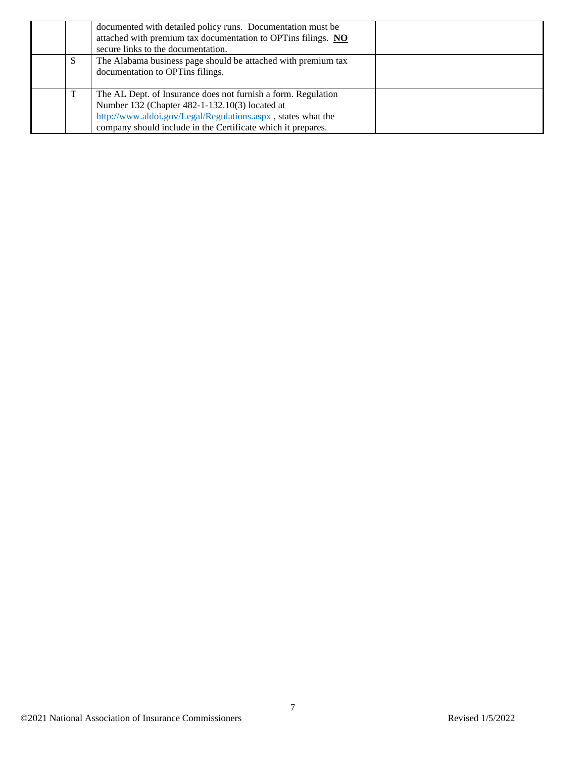| | | | |
|---|---|---|---|
| | | documented with detailed policy runs. Documentation must be attached with premium tax documentation to OPTins filings. **NO** secure links to the documentation. | |
| | S | The Alabama business page should be attached with premium tax documentation to OPTins filings. | |
| | T | The AL Dept. of Insurance does not furnish a form. Regulation Number 132 (Chapter 482-1-132.10(3) located at http://www.aldoi.gov/Legal/Regulations.aspx , states what the company should include in the Certificate which it prepares. | |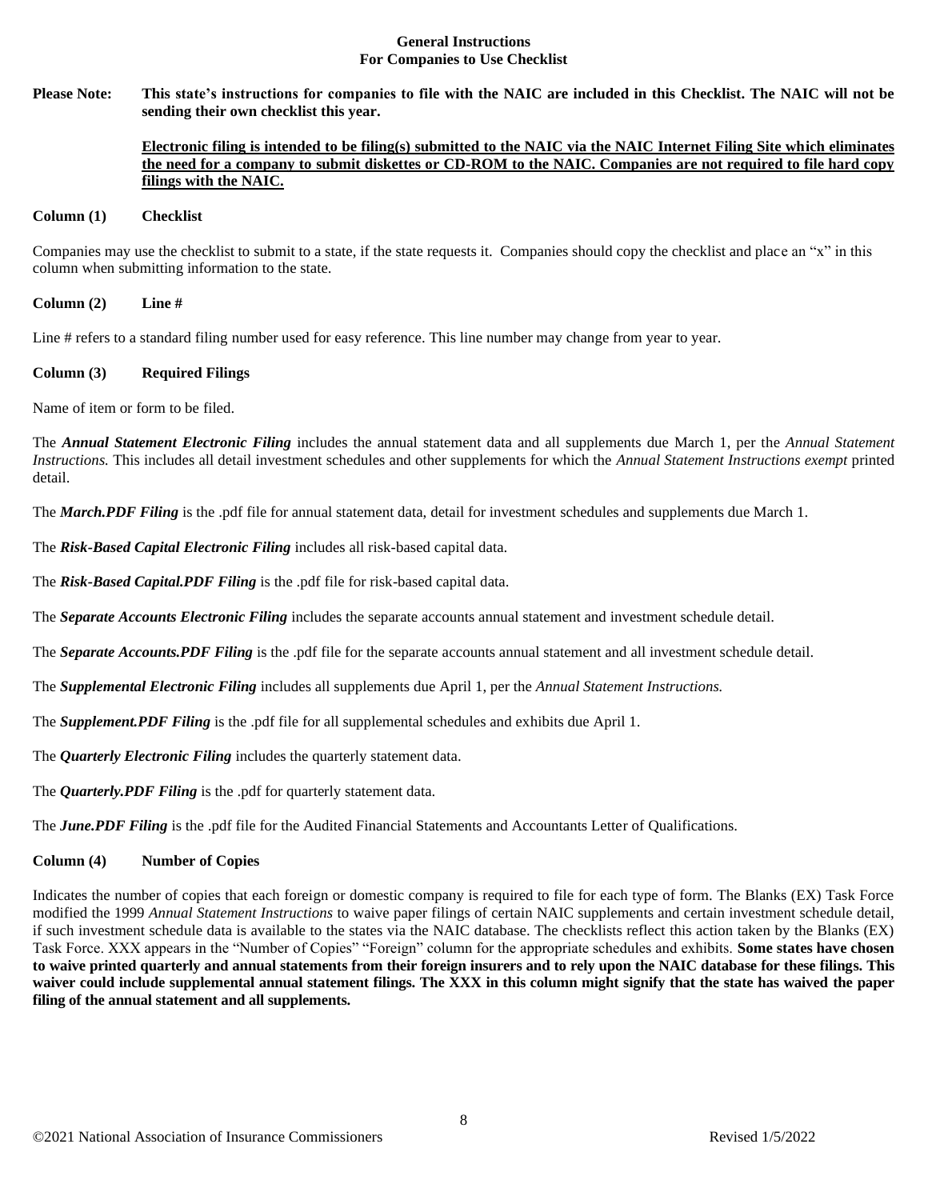## General Instructions
## For Companies to Use Checklist

**Please Note: This state's instructions for companies to file with the NAIC are included in this Checklist. The NAIC will not be sending their own checklist this year.**

**<u>Electronic filing is intended to be filing(s) submitted to the NAIC via the NAIC Internet Filing Site which eliminates the need for a company to submit diskettes or CD-ROM to the NAIC. Companies are not required to file hard copy filings with the NAIC.</u>**

### Column (1) Checklist

Companies may use the checklist to submit to a state, if the state requests it. Companies should copy the checklist and place an "x" in this column when submitting information to the state.

### Column (2) Line #

Line # refers to a standard filing number used for easy reference. This line number may change from year to year.

### Column (3) Required Filings

Name of item or form to be filed.

The ***Annual Statement Electronic Filing*** includes the annual statement data and all supplements due March 1, per the *Annual Statement Instructions.* This includes all detail investment schedules and other supplements for which the *Annual Statement Instructions exempt* printed detail.

The ***March.PDF Filing*** is the .pdf file for annual statement data, detail for investment schedules and supplements due March 1.

The ***Risk-Based Capital Electronic Filing*** includes all risk-based capital data.

The ***Risk-Based Capital.PDF Filing*** is the .pdf file for risk-based capital data.

The ***Separate Accounts Electronic Filing*** includes the separate accounts annual statement and investment schedule detail.

The ***Separate Accounts.PDF Filing*** is the .pdf file for the separate accounts annual statement and all investment schedule detail.

The ***Supplemental Electronic Filing*** includes all supplements due April 1, per the *Annual Statement Instructions.*

The ***Supplement.PDF Filing*** is the .pdf file for all supplemental schedules and exhibits due April 1.

The ***Quarterly Electronic Filing*** includes the quarterly statement data.

The ***Quarterly.PDF Filing*** is the .pdf for quarterly statement data.

The ***June.PDF Filing*** is the .pdf file for the Audited Financial Statements and Accountants Letter of Qualifications.

### Column (4) Number of Copies

Indicates the number of copies that each foreign or domestic company is required to file for each type of form. The Blanks (EX) Task Force modified the 1999 *Annual Statement Instructions* to waive paper filings of certain NAIC supplements and certain investment schedule detail, if such investment schedule data is available to the states via the NAIC database. The checklists reflect this action taken by the Blanks (EX) Task Force. XXX appears in the "Number of Copies" "Foreign" column for the appropriate schedules and exhibits. **Some states have chosen to waive printed quarterly and annual statements from their foreign insurers and to rely upon the NAIC database for these filings. This waiver could include supplemental annual statement filings. The XXX in this column might signify that the state has waived the paper filing of the annual statement and all supplements.**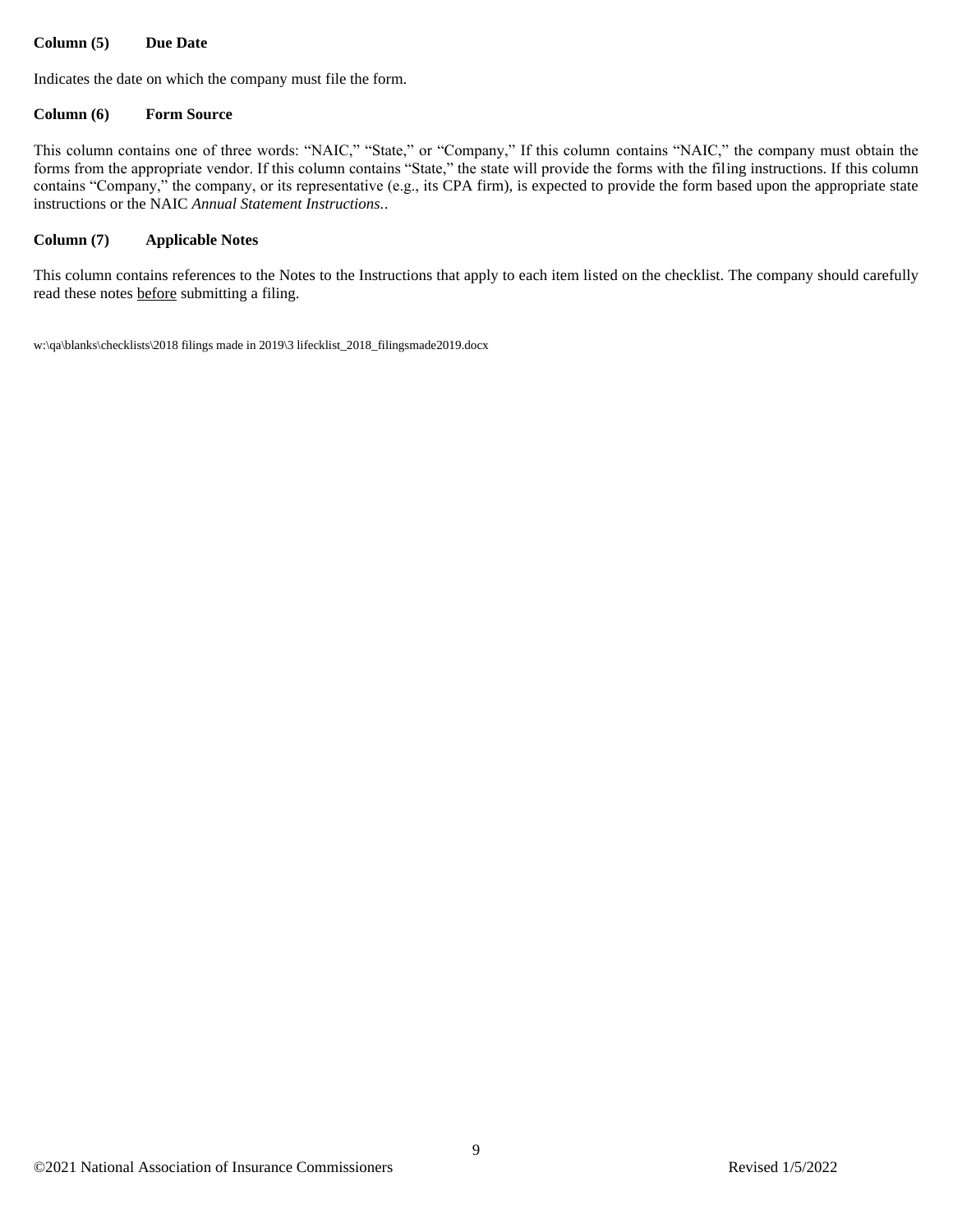**Column (5) Due Date**

Indicates the date on which the company must file the form.

**Column (6) Form Source**

This column contains one of three words: "NAIC," "State," or "Company," If this column contains "NAIC," the company must obtain the forms from the appropriate vendor. If this column contains "State," the state will provide the forms with the filing instructions. If this column contains "Company," the company, or its representative (e.g., its CPA firm), is expected to provide the form based upon the appropriate state instructions or the NAIC *Annual Statement Instructions.*.

**Column (7) Applicable Notes**

This column contains references to the Notes to the Instructions that apply to each item listed on the checklist. The company should carefully read these notes before submitting a filing.

w:\qa\blanks\checklists\2018 filings made in 2019\3 lifecklist_2018_filingsmade2019.docx